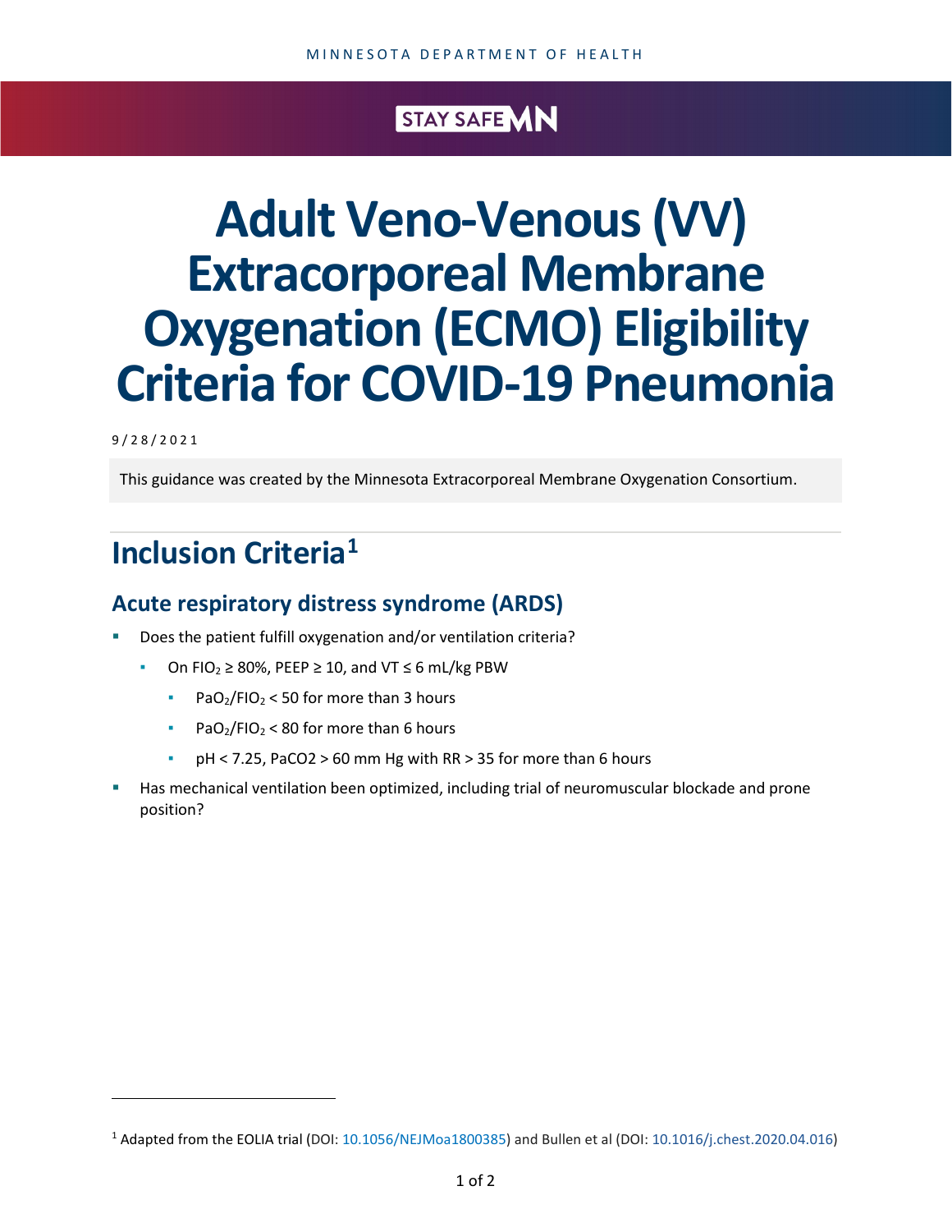# Adult Veno-Venous (VV) Extracorporeal Membrane Oxygenation (ECMO) Eligibility Criteria for COVID-19 Pneumonia

9/28/2021

This guidance was created by the Minnesota Extracorporeal Membrane Oxygenation Consortium.

## Inclusion Criteria[1]

### Acute respiratory distress syndrome (ARDS)

- Does the patient fulfill oxygenation and/or ventilation criteria?
  - On $FIO_2 \geq 80\%$, PEEP ≥ 10, and VT ≤ 6 mL/kg PBW
    - $PaO_2/FIO_2 < 50$ for more than 3 hours
    - $PaO_2/FIO_2 < 80$ for more than 6 hours
    - pH < 7.25, $PaCO_2 > 60$ mm Hg with RR > 35 for more than 6 hours
- Has mechanical ventilation been optimized, including trial of neuromuscular blockade and prone position?

[1] Adapted from the EOLIA trial (DOI: 10.1056/NEJMoa1800385) and Bullen et al (DOI: 10.1016/j.chest.2020.04.016)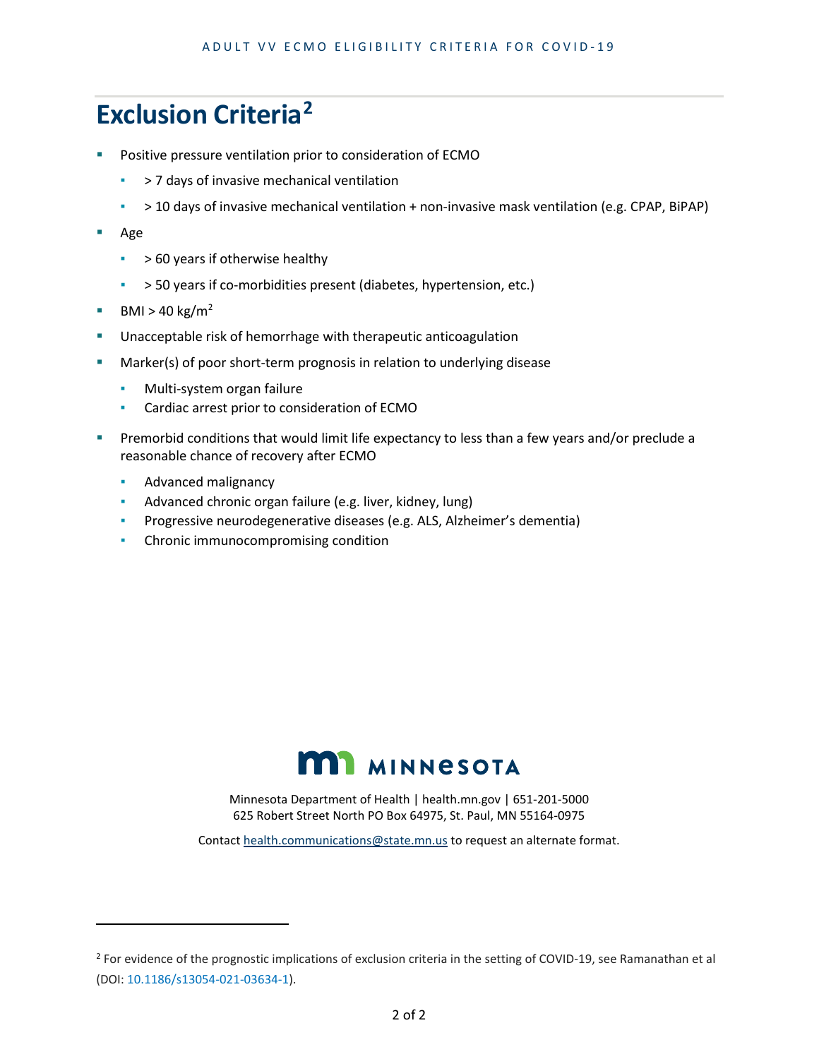# Exclusion Criteria[2]

- Positive pressure ventilation prior to consideration of ECMO
  - > 7 days of invasive mechanical ventilation
  - > 10 days of invasive mechanical ventilation + non-invasive mask ventilation (e.g. CPAP, BiPAP)
- Age
  - > 60 years if otherwise healthy
  - > 50 years if co-morbidities present (diabetes, hypertension, etc.)
- BMI > 40 kg/m$^2$
- Unacceptable risk of hemorrhage with therapeutic anticoagulation
- Marker(s) of poor short-term prognosis in relation to underlying disease
  - Multi-system organ failure
  - Cardiac arrest prior to consideration of ECMO
- Premorbid conditions that would limit life expectancy to less than a few years and/or preclude a reasonable chance of recovery after ECMO
  - Advanced malignancy
  - Advanced chronic organ failure (e.g. liver, kidney, lung)
  - Progressive neurodegenerative diseases (e.g. ALS, Alzheimer's dementia)
  - Chronic immunocompromising condition

MINNESOTA

Minnesota Department of Health | health.mn.gov | 651-201-5000
625 Robert Street North PO Box 64975, St. Paul, MN 55164-0975

Contact health.communications@state.mn.us to request an alternate format.

[2] For evidence of the prognostic implications of exclusion criteria in the setting of COVID-19, see Ramanathan et al (DOI: 10.1186/s13054-021-03634-1).